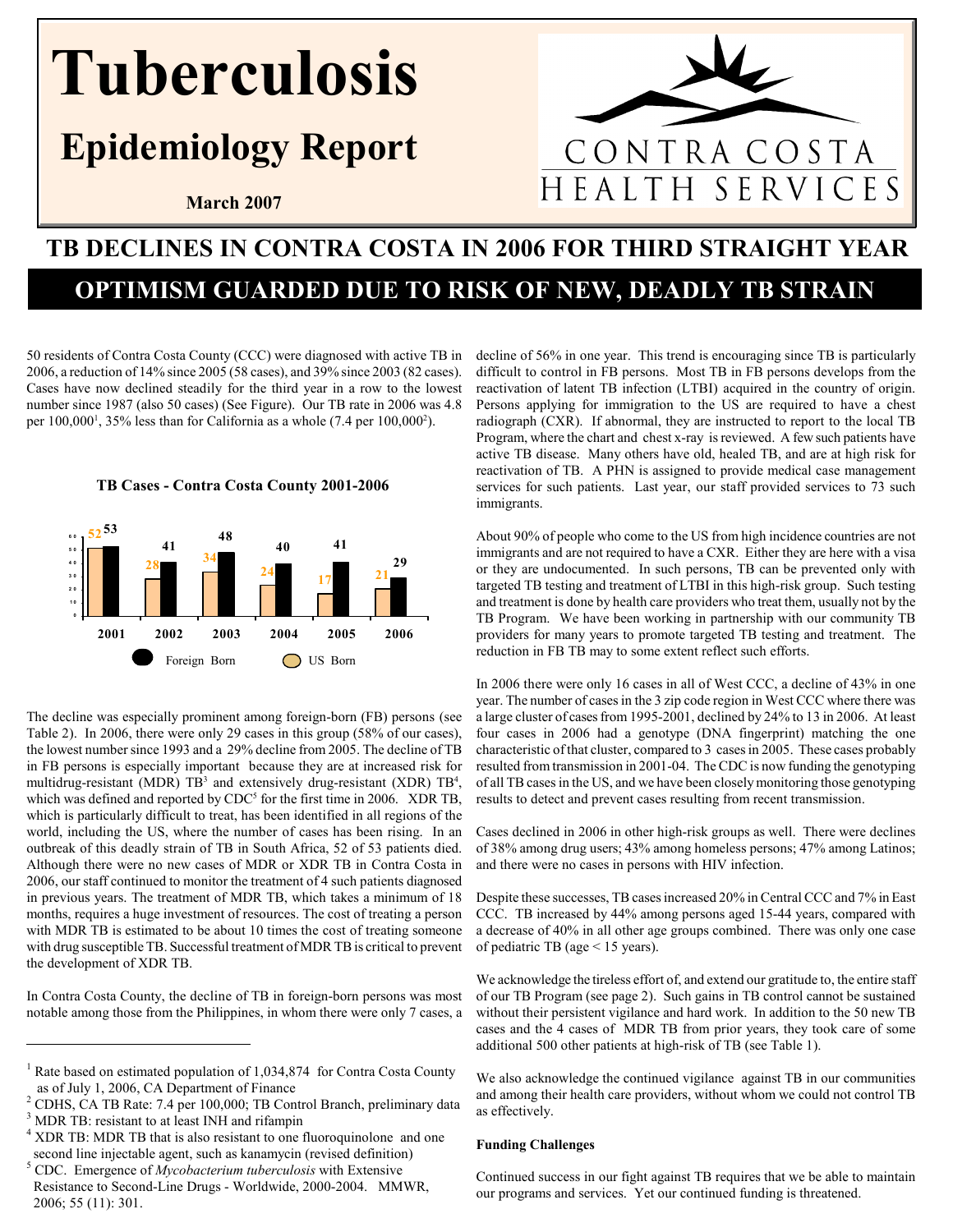# Tuberculosis

## Epidemiology Report

**March 2007**

CONTRA COSTA HEALTH SERVICES

## TB DECLINES IN CONTRA COSTA IN 2006 FOR THIRD STRAIGHT YEAR

## OPTIMISM GUARDED DUE TO RISK OF NEW, DEADLY TB STRAIN

50 residents of Contra Costa County (CCC) were diagnosed with active TB in 2006, a reduction of 14% since 2005 (58 cases), and 39% since 2003 (82 cases). Cases have now declined steadily for the third year in a row to the lowest number since 1987 (also 50 cases) (See Figure). Our TB rate in 2006 was 4.8 per 100,000[1], 35% less than for California as a whole (7.4 per 100,000[2]).

**TB Cases - Contra Costa County 2001-2006**

| Year | US Born | Foreign Born |
|---|---|---|
| 2001 | 52 | 53 |
| 2002 | 28 | 41 |
| 2003 | 34 | 48 |
| 2004 | 24 | 40 |
| 2005 | 17 | 41 |
| 2006 | 21 | 29 |

The decline was especially prominent among foreign-born (FB) persons (see Table 2). In 2006, there were only 29 cases in this group (58% of our cases), the lowest number since 1993 and a 29% decline from 2005. The decline of TB in FB persons is especially important because they are at increased risk for multidrug-resistant (MDR) TB[3] and extensively drug-resistant (XDR) TB[4], which was defined and reported by CDC[5] for the first time in 2006. XDR TB, which is particularly difficult to treat, has been identified in all regions of the world, including the US, where the number of cases has been rising. In an outbreak of this deadly strain of TB in South Africa, 52 of 53 patients died. Although there were no new cases of MDR or XDR TB in Contra Costa in 2006, our staff continued to monitor the treatment of 4 such patients diagnosed in previous years. The treatment of MDR TB, which takes a minimum of 18 months, requires a huge investment of resources. The cost of treating a person with MDR TB is estimated to be about 10 times the cost of treating someone with drug susceptible TB. Successful treatment of MDR TB is critical to prevent the development of XDR TB.

In Contra Costa County, the decline of TB in foreign-born persons was most notable among those from the Philippines, in whom there were only 7 cases, a decline of 56% in one year. This trend is encouraging since TB is particularly difficult to control in FB persons. Most TB in FB persons develops from the reactivation of latent TB infection (LTBI) acquired in the country of origin. Persons applying for immigration to the US are required to have a chest radiograph (CXR). If abnormal, they are instructed to report to the local TB Program, where the chart and chest x-ray is reviewed. A few such patients have active TB disease. Many others have old, healed TB, and are at high risk for reactivation of TB. A PHN is assigned to provide medical case management services for such patients. Last year, our staff provided services to 73 such immigrants.

About 90% of people who come to the US from high incidence countries are not immigrants and are not required to have a CXR. Either they are here with a visa or they are undocumented. In such persons, TB can be prevented only with targeted TB testing and treatment of LTBI in this high-risk group. Such testing and treatment is done by health care providers who treat them, usually not by the TB Program. We have been working in partnership with our community TB providers for many years to promote targeted TB testing and treatment. The reduction in FB TB may to some extent reflect such efforts.

In 2006 there were only 16 cases in all of West CCC, a decline of 43% in one year. The number of cases in the 3 zip code region in West CCC where there was a large cluster of cases from 1995-2001, declined by 24% to 13 in 2006. At least four cases in 2006 had a genotype (DNA fingerprint) matching the one characteristic of that cluster, compared to 3 cases in 2005. These cases probably resulted from transmission in 2001-04. The CDC is now funding the genotyping of all TB cases in the US, and we have been closely monitoring those genotyping results to detect and prevent cases resulting from recent transmission.

Cases declined in 2006 in other high-risk groups as well. There were declines of 38% among drug users; 43% among homeless persons; 47% among Latinos; and there were no cases in persons with HIV infection.

Despite these successes, TB cases increased 20% in Central CCC and 7% in East CCC. TB increased by 44% among persons aged 15-44 years, compared with a decrease of 40% in all other age groups combined. There was only one case of pediatric TB (age < 15 years).

We acknowledge the tireless effort of, and extend our gratitude to, the entire staff of our TB Program (see page 2). Such gains in TB control cannot be sustained without their persistent vigilance and hard work. In addition to the 50 new TB cases and the 4 cases of MDR TB from prior years, they took care of some additional 500 other patients at high-risk of TB (see Table 1).

We also acknowledge the continued vigilance against TB in our communities and among their health care providers, without whom we could not control TB as effectively.

**Funding Challenges**

Continued success in our fight against TB requires that we be able to maintain our programs and services. Yet our continued funding is threatened.

---

[1] Rate based on estimated population of 1,034,874 for Contra Costa County as of July 1, 2006, CA Department of Finance

[2] CDHS, CA TB Rate: 7.4 per 100,000; TB Control Branch, preliminary data

[3] MDR TB: resistant to at least INH and rifampin

[4] XDR TB: MDR TB that is also resistant to one fluoroquinolone and one second line injectable agent, such as kanamycin (revised definition)

[5] CDC. Emergence of *Mycobacterium tuberculosis* with Extensive Resistance to Second-Line Drugs - Worldwide, 2000-2004. MMWR, 2006; 55 (11): 301.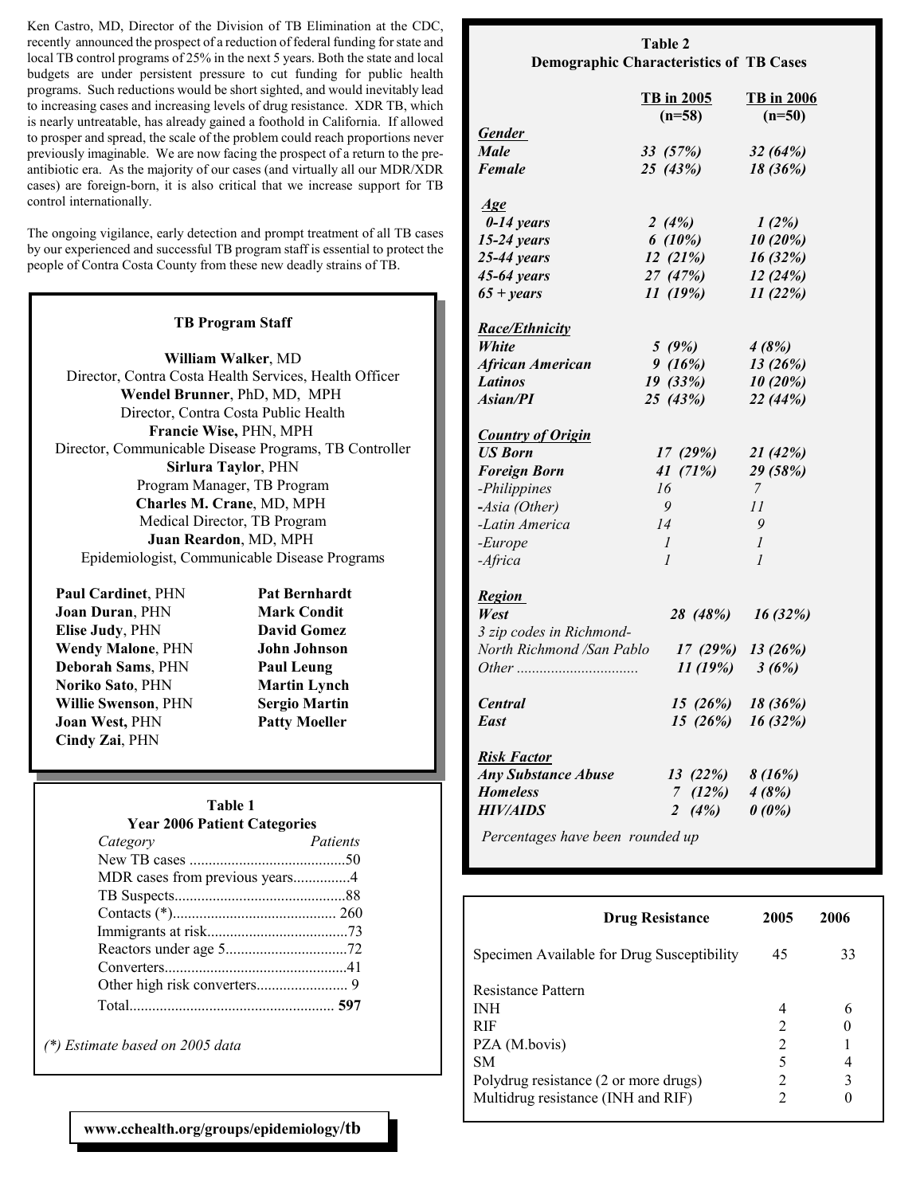Ken Castro, MD, Director of the Division of TB Elimination at the CDC, recently announced the prospect of a reduction of federal funding for state and local TB control programs of 25% in the next 5 years. Both the state and local budgets are under persistent pressure to cut funding for public health programs. Such reductions would be short sighted, and would inevitably lead to increasing cases and increasing levels of drug resistance. XDR TB, which is nearly untreatable, has already gained a foothold in California. If allowed to prosper and spread, the scale of the problem could reach proportions never previously imaginable. We are now facing the prospect of a return to the pre-antibiotic era. As the majority of our cases (and virtually all our MDR/XDR cases) are foreign-born, it is also critical that we increase support for TB control internationally.

The ongoing vigilance, early detection and prompt treatment of all TB cases by our experienced and successful TB program staff is essential to protect the people of Contra Costa County from these new deadly strains of TB.

### TB Program Staff

**William Walker**, MD
Director, Contra Costa Health Services, Health Officer

**Wendel Brunner**, PhD, MD, MPH
Director, Contra Costa Public Health

**Francie Wise,** PHN, MPH
Director, Communicable Disease Programs, TB Controller

**Sirlura Taylor**, PHN
Program Manager, TB Program

**Charles M. Crane**, MD, MPH
Medical Director, TB Program

**Juan Reardon**, MD, MPH
Epidemiologist, Communicable Disease Programs

| | |
|---|---|
| **Paul Cardinet**, PHN | **Pat Bernhardt** |
| **Joan Duran**, PHN | **Mark Condit** |
| **Elise Judy**, PHN | **David Gomez** |
| **Wendy Malone**, PHN | **John Johnson** |
| **Deborah Sams**, PHN | **Paul Leung** |
| **Noriko Sato**, PHN | **Martin Lynch** |
| **Willie Swenson**, PHN | **Sergio Martin** |
| **Joan West,** PHN | **Patty Moeller** |
| **Cindy Zai**, PHN | |

### Table 1
### Year 2006 Patient Categories

| *Category* | *Patients* |
|---|---|
| New TB cases | 50 |
| MDR cases from previous years | 4 |
| TB Suspects | 88 |
| Contacts (*) | 260 |
| Immigrants at risk | 73 |
| Reactors under age 5 | 72 |
| Converters | 41 |
| Other high risk converters | 9 |
| Total | **597** |

*(\*) Estimate based on 2005 data*

### Table 2
### Demographic Characteristics of TB Cases

| | **TB in 2005 (n=58)** | **TB in 2006 (n=50)** |
|---|---|---|
| ***Gender*** | | |
| ***Male*** | *33 (57%)* | *32 (64%)* |
| ***Female*** | *25 (43%)* | *18 (36%)* |
| ***Age*** | | |
| ***0-14 years*** | *2 (4%)* | *1 (2%)* |
| ***15-24 years*** | *6 (10%)* | *10 (20%)* |
| ***25-44 years*** | *12 (21%)* | *16 (32%)* |
| ***45-64 years*** | *27 (47%)* | *12 (24%)* |
| ***65 + years*** | *11 (19%)* | *11 (22%)* |
| ***Race/Ethnicity*** | | |
| ***White*** | *5 (9%)* | *4 (8%)* |
| ***African American*** | *9 (16%)* | *13 (26%)* |
| ***Latinos*** | *19 (33%)* | *10 (20%)* |
| ***Asian/PI*** | *25 (43%)* | *22 (44%)* |
| ***Country of Origin*** | | |
| ***US Born*** | *17 (29%)* | *21 (42%)* |
| ***Foreign Born*** | *41 (71%)* | *29 (58%)* |
| *-Philippines* | *16* | *7* |
| *-Asia (Other)* | *9* | *11* |
| *-Latin America* | *14* | *9* |
| *-Europe* | *1* | *1* |
| *-Africa* | *1* | *1* |
| ***Region*** | | |
| ***West*** | *28 (48%)* | *16 (32%)* |
| *3 zip codes in Richmond-North Richmond /San Pablo* | *17 (29%)* | *13 (26%)* |
| *Other* | *11 (19%)* | *3 (6%)* |
| ***Central*** | *15 (26%)* | *18 (36%)* |
| ***East*** | *15 (26%)* | *16 (32%)* |
| ***Risk Factor*** | | |
| ***Any Substance Abuse*** | *13 (22%)* | *8 (16%)* |
| ***Homeless*** | *7 (12%)* | *4 (8%)* |
| ***HIV/AIDS*** | *2 (4%)* | *0 (0%)* |

*Percentages have been rounded up*

| **Drug Resistance** | **2005** | **2006** |
|---|---|---|
| Specimen Available for Drug Susceptibility | 45 | 33 |
| Resistance Pattern | | |
| INH | 4 | 6 |
| RIF | 2 | 0 |
| PZA (M.bovis) | 2 | 1 |
| SM | 5 | 4 |
| Polydrug resistance (2 or more drugs) | 2 | 3 |
| Multidrug resistance (INH and RIF) | 2 | 0 |

**www.cchealth.org/groups/epidemiology/tb**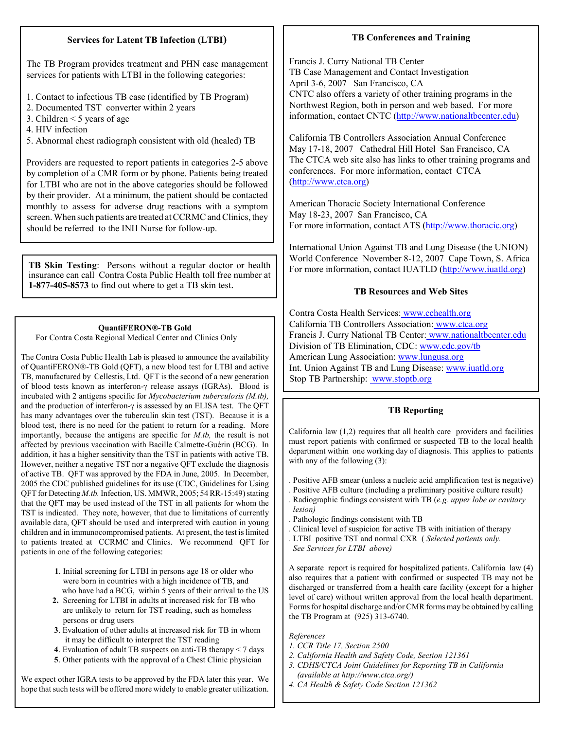## Services for Latent TB Infection (LTBI)

The TB Program provides treatment and PHN case management services for patients with LTBI in the following categories:

1. Contact to infectious TB case (identified by TB Program)
2. Documented TST converter within 2 years
3. Children < 5 years of age
4. HIV infection
5. Abnormal chest radiograph consistent with old (healed) TB

Providers are requested to report patients in categories 2-5 above by completion of a CMR form or by phone. Patients being treated for LTBI who are not in the above categories should be followed by their provider. At a minimum, the patient should be contacted monthly to assess for adverse drug reactions with a symptom screen. When such patients are treated at CCRMC and Clinics, they should be referred to the INH Nurse for follow-up.

**TB Skin Testing**: Persons without a regular doctor or health insurance can call Contra Costa Public Health toll free number at **1-877-405-8573** to find out where to get a TB skin test.

## QuantiFERON®-TB Gold

For Contra Costa Regional Medical Center and Clinics Only

The Contra Costa Public Health Lab is pleased to announce the availability of QuantiFERON®-TB Gold (QFT), a new blood test for LTBI and active TB, manufactured by Cellestis, Ltd. QFT is the second of a new generation of blood tests known as interferon-γ release assays (IGRAs). Blood is incubated with 2 antigens specific for *Mycobacterium tuberculosis (M.tb),* and the production of interferon-γ is assessed by an ELISA test. The QFT has many advantages over the tuberculin skin test (TST). Because it is a blood test, there is no need for the patient to return for a reading. More importantly, because the antigens are specific for *M.tb,* the result is not affected by previous vaccination with Bacille Calmette-Guérin (BCG). In addition, it has a higher sensitivity than the TST in patients with active TB. However, neither a negative TST nor a negative QFT exclude the diagnosis of active TB. QFT was approved by the FDA in June, 2005. In December, 2005 the CDC published guidelines for its use (CDC, Guidelines for Using QFT for Detecting *M.tb.* Infection, US. MMWR, 2005; 54 RR-15:49) stating that the QFT may be used instead of the TST in all patients for whom the TST is indicated. They note, however, that due to limitations of currently available data, QFT should be used and interpreted with caution in young children and in immunocompromised patients. At present, the test is limited to patients treated at CCRMC and Clinics. We recommend QFT for patients in one of the following categories:

1. Initial screening for LTBI in persons age 18 or older who were born in countries with a high incidence of TB, and who have had a BCG, within 5 years of their arrival to the US
2. Screening for LTBI in adults at increased risk for TB who are unlikely to return for TST reading, such as homeless persons or drug users
3. Evaluation of other adults at increased risk for TB in whom it may be difficult to interpret the TST reading
4. Evaluation of adult TB suspects on anti-TB therapy < 7 days
5. Other patients with the approval of a Chest Clinic physician

We expect other IGRA tests to be approved by the FDA later this year. We hope that such tests will be offered more widely to enable greater utilization.

## TB Conferences and Training

Francis J. Curry National TB Center
TB Case Management and Contact Investigation
April 3-6, 2007 San Francisco, CA
CNTC also offers a variety of other training programs in the Northwest Region, both in person and web based. For more information, contact CNTC (http://www.nationaltbcenter.edu)

California TB Controllers Association Annual Conference
May 17-18, 2007 Cathedral Hill Hotel San Francisco, CA
The CTCA web site also has links to other training programs and conferences. For more information, contact CTCA (http://www.ctca.org)

American Thoracic Society International Conference
May 18-23, 2007 San Francisco, CA
For more information, contact ATS (http://www.thoracic.org)

International Union Against TB and Lung Disease (the UNION) World Conference November 8-12, 2007 Cape Town, S. Africa
For more information, contact IUATLD (http://www.iuatld.org)

## TB Resources and Web Sites

Contra Costa Health Services: www.cchealth.org
California TB Controllers Association: www.ctca.org
Francis J. Curry National TB Center: www.nationaltbcenter.edu
Division of TB Elimination, CDC: www.cdc.gov/tb
American Lung Association: www.lungusa.org
Int. Union Against TB and Lung Disease: www.iuatld.org
Stop TB Partnership: www.stoptb.org

## TB Reporting

California law (1,2) requires that all health care providers and facilities must report patients with confirmed or suspected TB to the local health department within one working day of diagnosis. This applies to patients with any of the following (3):

- Positive AFB smear (unless a nucleic acid amplification test is negative)
- Positive AFB culture (including a preliminary positive culture result)
- Radiographic findings consistent with TB (*e.g. upper lobe or cavitary lesion)*
- Pathologic findings consistent with TB
- Clinical level of suspicion for active TB with initiation of therapy
- LTBI positive TST and normal CXR ( *Selected patients only. See Services for LTBI above)*

A separate report is required for hospitalized patients. California law (4) also requires that a patient with confirmed or suspected TB may not be discharged or transferred from a health care facility (except for a higher level of care) without written approval from the local health department. Forms for hospital discharge and/or CMR forms may be obtained by calling the TB Program at (925) 313-6740.

*References*

1. *CCR Title 17, Section 2500*
2. *California Health and Safety Code, Section 121361*
3. *CDHS/CTCA Joint Guidelines for Reporting TB in California (available at http://www.ctca.org/)*
4. *CA Health & Safety Code Section 121362*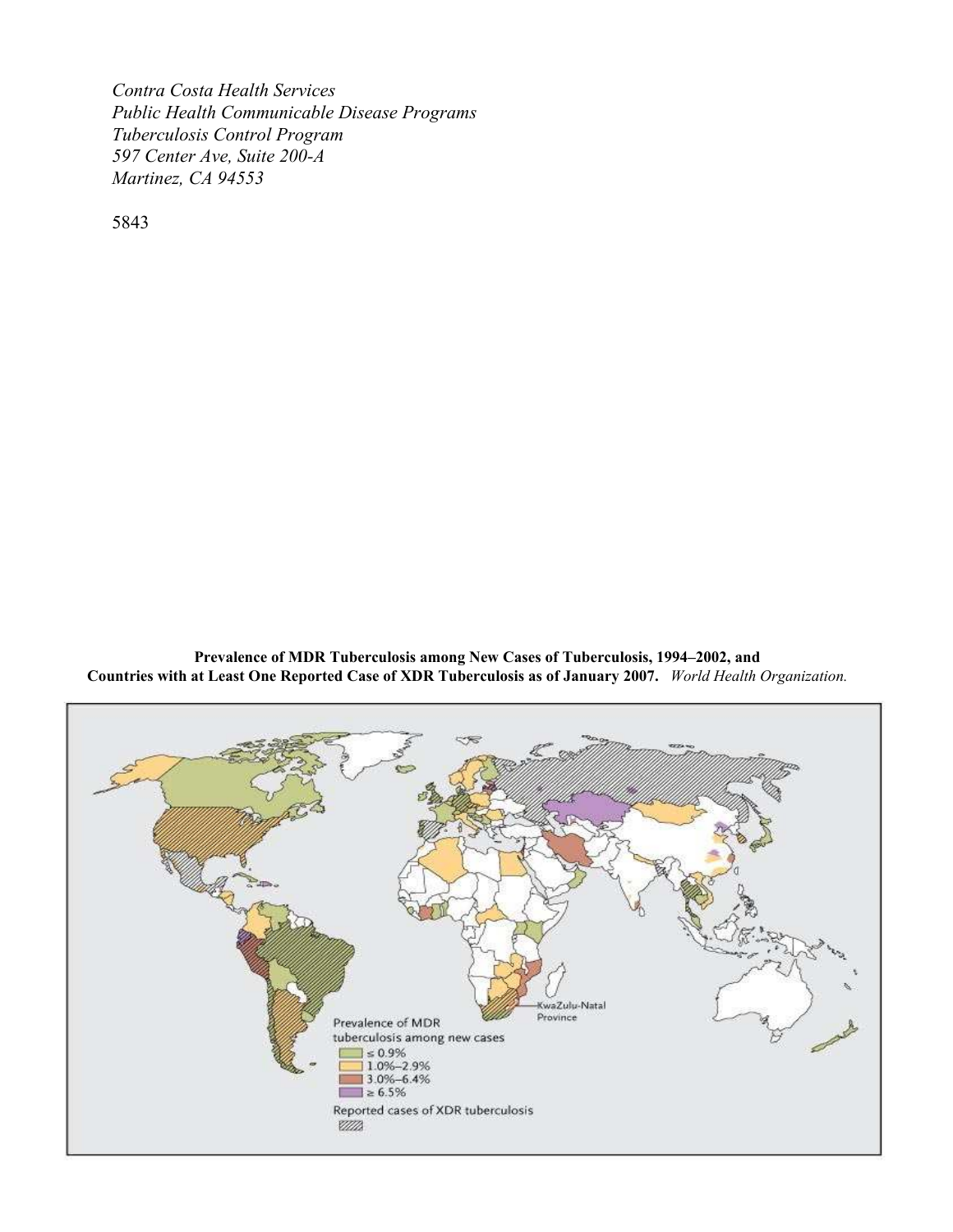*Contra Costa Health Services*
*Public Health Communicable Disease Programs*
*Tuberculosis Control Program*
*597 Center Ave, Suite 200-A*
*Martinez, CA 94553*

5843

**Prevalence of MDR Tuberculosis among New Cases of Tuberculosis, 1994–2002, and Countries with at Least One Reported Case of XDR Tuberculosis as of January 2007.** *World Health Organization.*

KwaZulu-Natal Province

Prevalence of MDR tuberculosis among new cases

≤ 0.9%

1.0%–2.9%

3.0%–6.4%

≥ 6.5%

Reported cases of XDR tuberculosis